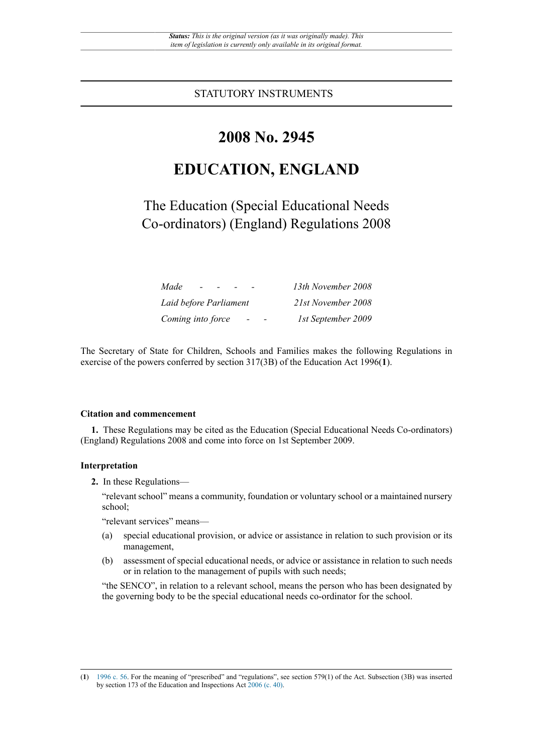*Status: This is the original version (as it was originally made). This item of legislation is currently only available in its original format.*

STATUTORY INSTRUMENTS

# 2008 No. 2945

# EDUCATION, ENGLAND

## The Education (Special Educational Needs Co-ordinators) (England) Regulations 2008

| | |
|---|---|
| *Made - - - -* | *13th November 2008* |
| *Laid before Parliament* | *21st November 2008* |
| *Coming into force - -* | *1st September 2009* |

The Secretary of State for Children, Schools and Families makes the following Regulations in exercise of the powers conferred by section 317(3B) of the Education Act 1996([1]).

### Citation and commencement

**1.** These Regulations may be cited as the Education (Special Educational Needs Co-ordinators) (England) Regulations 2008 and come into force on 1st September 2009.

### Interpretation

**2.** In these Regulations—

"relevant school" means a community, foundation or voluntary school or a maintained nursery school;

"relevant services" means—

(a) special educational provision, or advice or assistance in relation to such provision or its management,

(b) assessment of special educational needs, or advice or assistance in relation to such needs or in relation to the management of pupils with such needs;

"the SENCO", in relation to a relevant school, means the person who has been designated by the governing body to be the special educational needs co-ordinator for the school.

---

([1]) 1996 c. 56. For the meaning of "prescribed" and "regulations", see section 579(1) of the Act. Subsection (3B) was inserted by section 173 of the Education and Inspections Act 2006 (c. 40).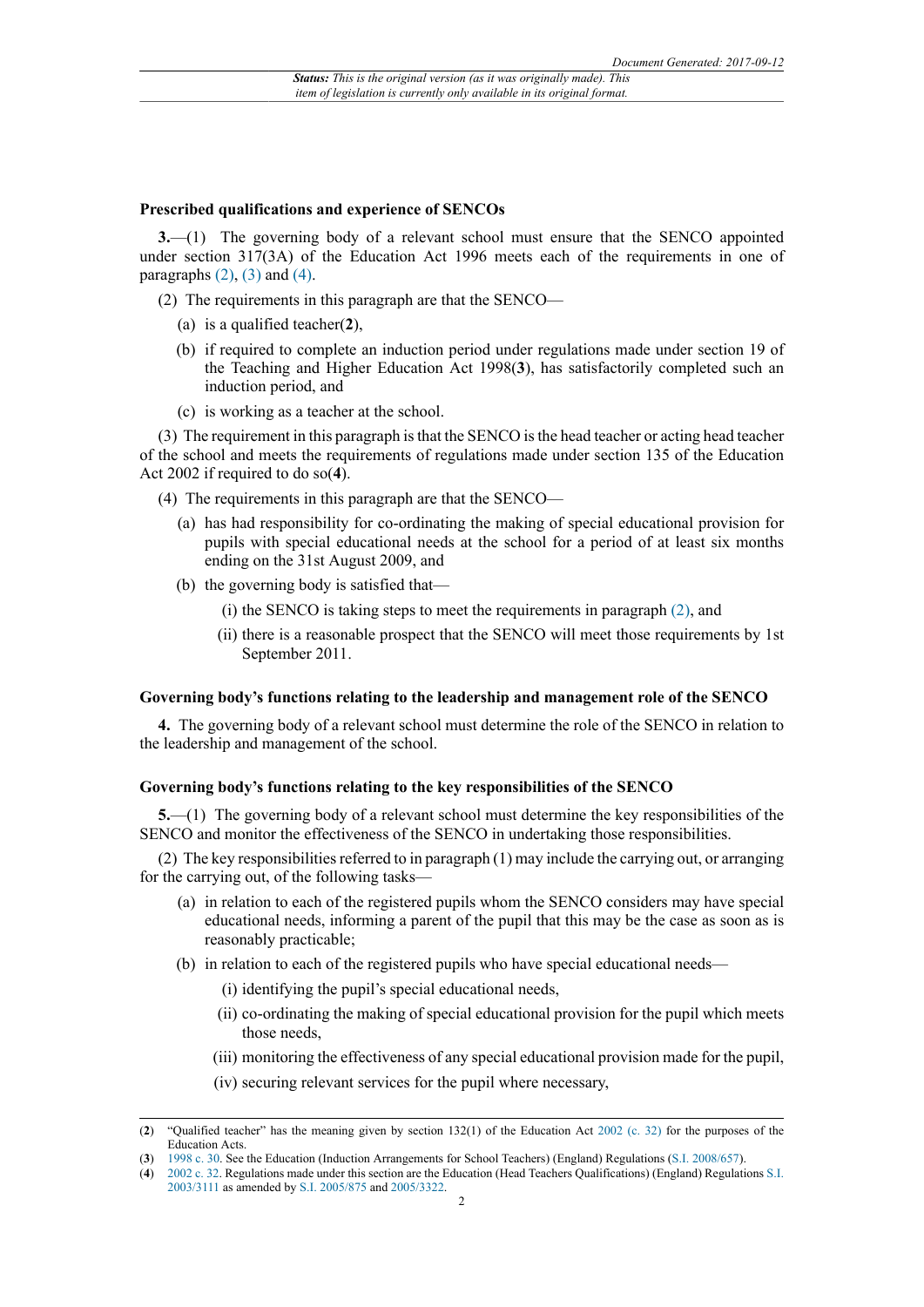### Prescribed qualifications and experience of SENCOs

**3.**—(1) The governing body of a relevant school must ensure that the SENCO appointed under section 317(3A) of the Education Act 1996 meets each of the requirements in one of paragraphs (2), (3) and (4).

(2) The requirements in this paragraph are that the SENCO—

- (a) is a qualified teacher([2]),
- (b) if required to complete an induction period under regulations made under section 19 of the Teaching and Higher Education Act 1998([3]), has satisfactorily completed such an induction period, and
- (c) is working as a teacher at the school.

(3) The requirement in this paragraph is that the SENCO is the head teacher or acting head teacher of the school and meets the requirements of regulations made under section 135 of the Education Act 2002 if required to do so([4]).

(4) The requirements in this paragraph are that the SENCO—

- (a) has had responsibility for co-ordinating the making of special educational provision for pupils with special educational needs at the school for a period of at least six months ending on the 31st August 2009, and
- (b) the governing body is satisfied that—
  - (i) the SENCO is taking steps to meet the requirements in paragraph (2), and
  - (ii) there is a reasonable prospect that the SENCO will meet those requirements by 1st September 2011.

### Governing body's functions relating to the leadership and management role of the SENCO

**4.** The governing body of a relevant school must determine the role of the SENCO in relation to the leadership and management of the school.

### Governing body's functions relating to the key responsibilities of the SENCO

**5.**—(1) The governing body of a relevant school must determine the key responsibilities of the SENCO and monitor the effectiveness of the SENCO in undertaking those responsibilities.

(2) The key responsibilities referred to in paragraph (1) may include the carrying out, or arranging for the carrying out, of the following tasks—

- (a) in relation to each of the registered pupils whom the SENCO considers may have special educational needs, informing a parent of the pupil that this may be the case as soon as is reasonably practicable;
- (b) in relation to each of the registered pupils who have special educational needs—
  - (i) identifying the pupil's special educational needs,
  - (ii) co-ordinating the making of special educational provision for the pupil which meets those needs,
  - (iii) monitoring the effectiveness of any special educational provision made for the pupil,
  - (iv) securing relevant services for the pupil where necessary,

---

(2) "Qualified teacher" has the meaning given by section 132(1) of the Education Act 2002 (c. 32) for the purposes of the Education Acts.

(3) 1998 c. 30. See the Education (Induction Arrangements for School Teachers) (England) Regulations (S.I. 2008/657).

(4) 2002 c. 32. Regulations made under this section are the Education (Head Teachers Qualifications) (England) Regulations S.I. 2003/3111 as amended by S.I. 2005/875 and 2005/3322.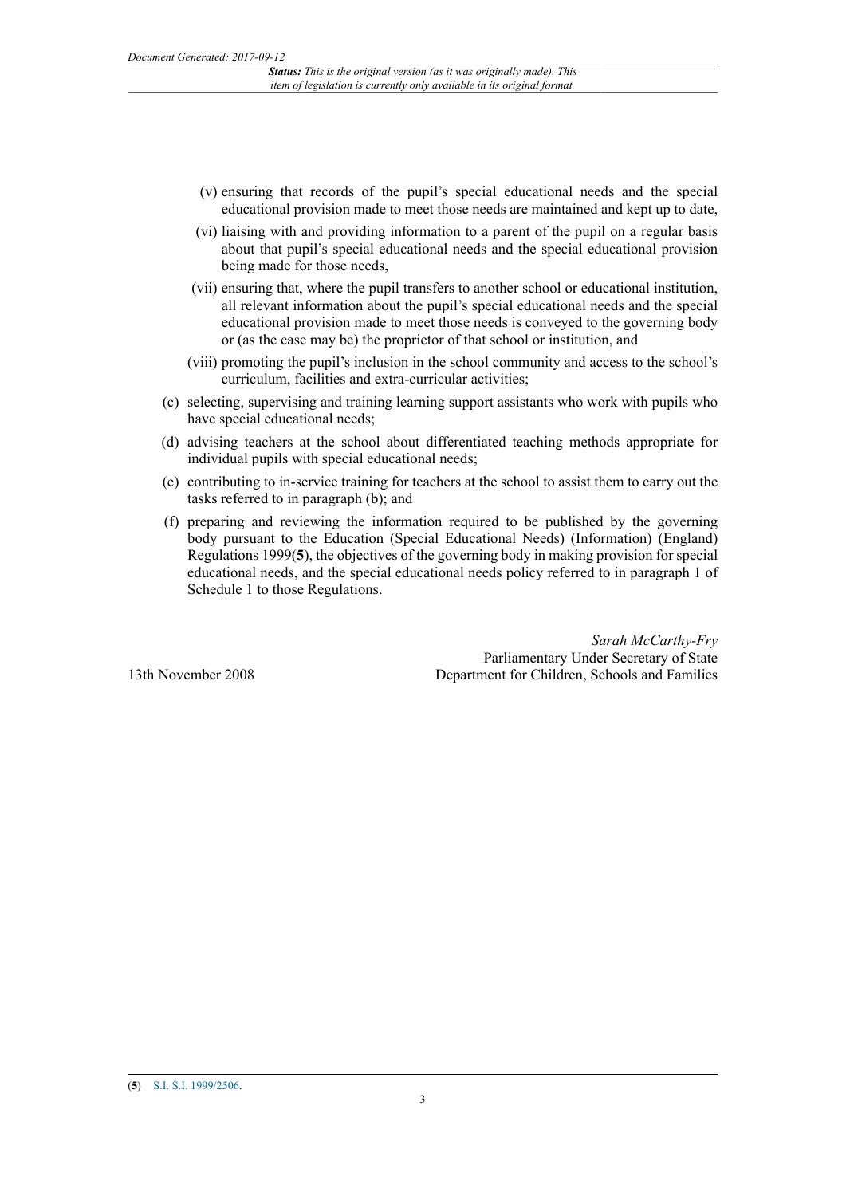(v) ensuring that records of the pupil's special educational needs and the special educational provision made to meet those needs are maintained and kept up to date,

(vi) liaising with and providing information to a parent of the pupil on a regular basis about that pupil's special educational needs and the special educational provision being made for those needs,

(vii) ensuring that, where the pupil transfers to another school or educational institution, all relevant information about the pupil's special educational needs and the special educational provision made to meet those needs is conveyed to the governing body or (as the case may be) the proprietor of that school or institution, and

(viii) promoting the pupil's inclusion in the school community and access to the school's curriculum, facilities and extra-curricular activities;

(c) selecting, supervising and training learning support assistants who work with pupils who have special educational needs;

(d) advising teachers at the school about differentiated teaching methods appropriate for individual pupils with special educational needs;

(e) contributing to in-service training for teachers at the school to assist them to carry out the tasks referred to in paragraph (b); and

(f) preparing and reviewing the information required to be published by the governing body pursuant to the Education (Special Educational Needs) (Information) (England) Regulations 1999([5]), the objectives of the governing body in making provision for special educational needs, and the special educational needs policy referred to in paragraph 1 of Schedule 1 to those Regulations.

*Sarah McCarthy-Fry*
Parliamentary Under Secretary of State
Department for Children, Schools and Families

13th November 2008

([5]) S.I. S.I. 1999/2506.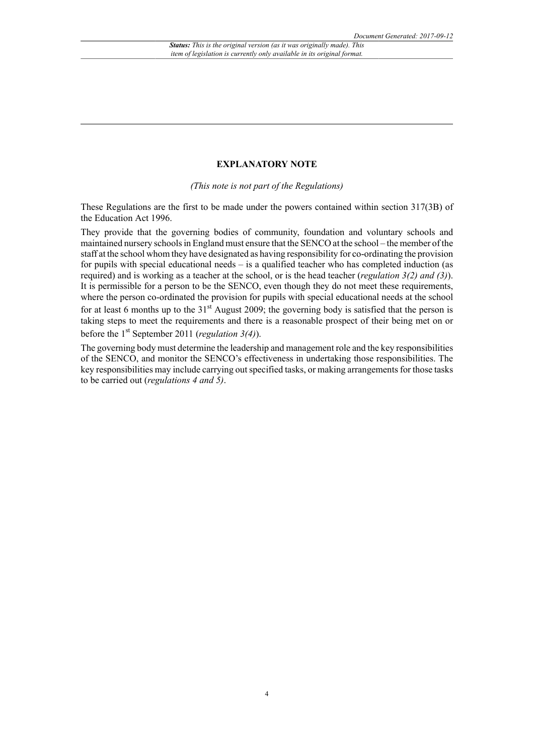## EXPLANATORY NOTE

*(This note is not part of the Regulations)*

These Regulations are the first to be made under the powers contained within section 317(3B) of the Education Act 1996.

They provide that the governing bodies of community, foundation and voluntary schools and maintained nursery schools in England must ensure that the SENCO at the school – the member of the staff at the school whom they have designated as having responsibility for co-ordinating the provision for pupils with special educational needs – is a qualified teacher who has completed induction (as required) and is working as a teacher at the school, or is the head teacher (*regulation 3(2) and (3)*). It is permissible for a person to be the SENCO, even though they do not meet these requirements, where the person co-ordinated the provision for pupils with special educational needs at the school for at least 6 months up to the 31st August 2009; the governing body is satisfied that the person is taking steps to meet the requirements and there is a reasonable prospect of their being met on or before the 1st September 2011 (*regulation 3(4)*).

The governing body must determine the leadership and management role and the key responsibilities of the SENCO, and monitor the SENCO's effectiveness in undertaking those responsibilities. The key responsibilities may include carrying out specified tasks, or making arrangements for those tasks to be carried out (*regulations 4 and 5)*.